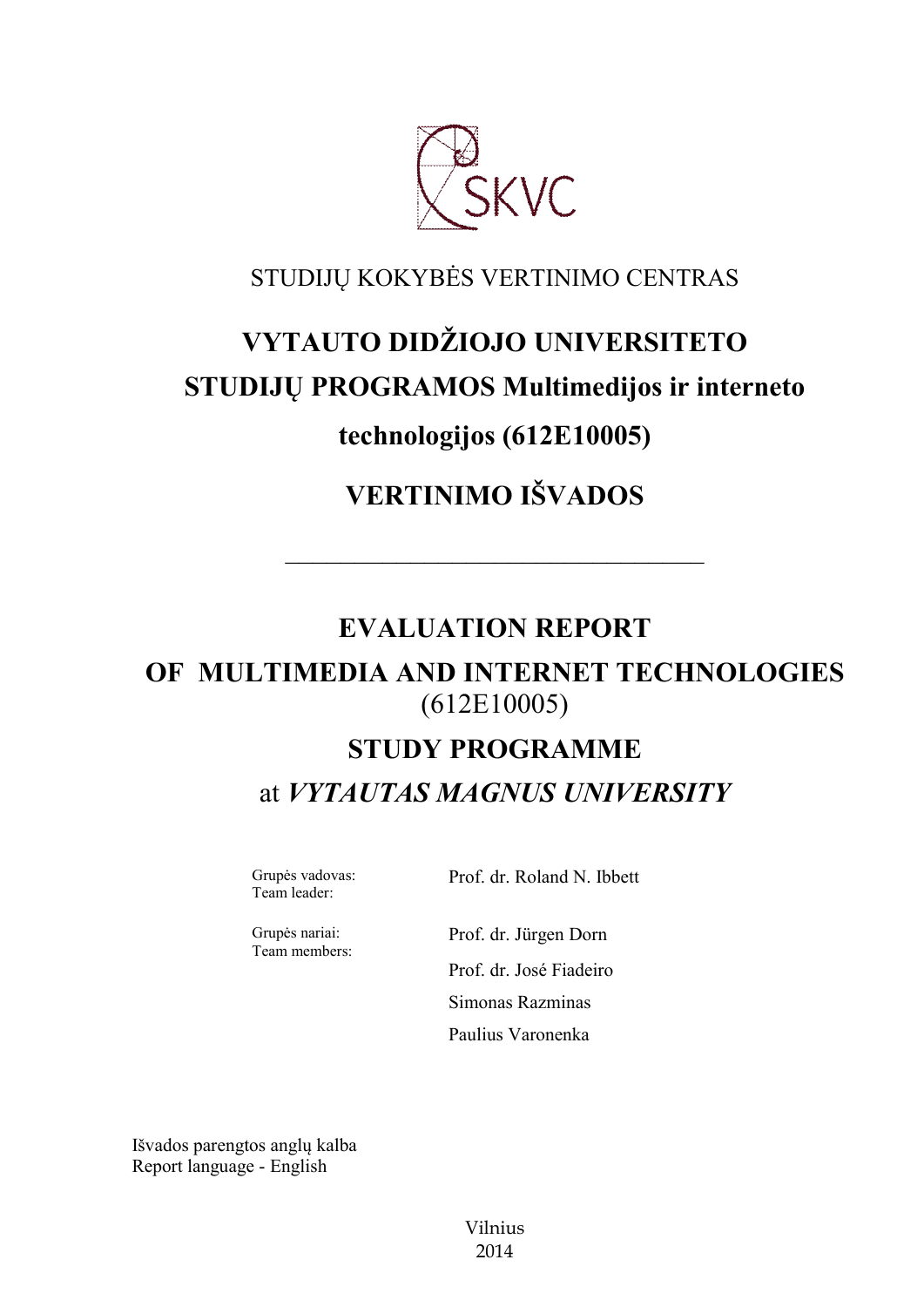STUDIJŲ KOKYBĖS VERTINIMO CENTRAS

# VYTAUTO DIDŽIOJO UNIVERSITETO STUDIJŲ PROGRAMOS Multimedijos ir interneto technologijos (612E10005)

# VERTINIMO IŠVADOS

---

# EVALUATION REPORT OF MULTIMEDIA AND INTERNET TECHNOLOGIES (612E10005) STUDY PROGRAMME

## at *VYTAUTAS MAGNUS UNIVERSITY*

Grupės vadovas:
Team leader:
Prof. dr. Roland N. Ibbett

Grupės nariai:
Team members:
Prof. dr. Jürgen Dorn
Prof. dr. José Fiadeiro
Simonas Razminas
Paulius Varonenka

Išvados parengtos anglų kalba
Report language - English

Vilnius
2014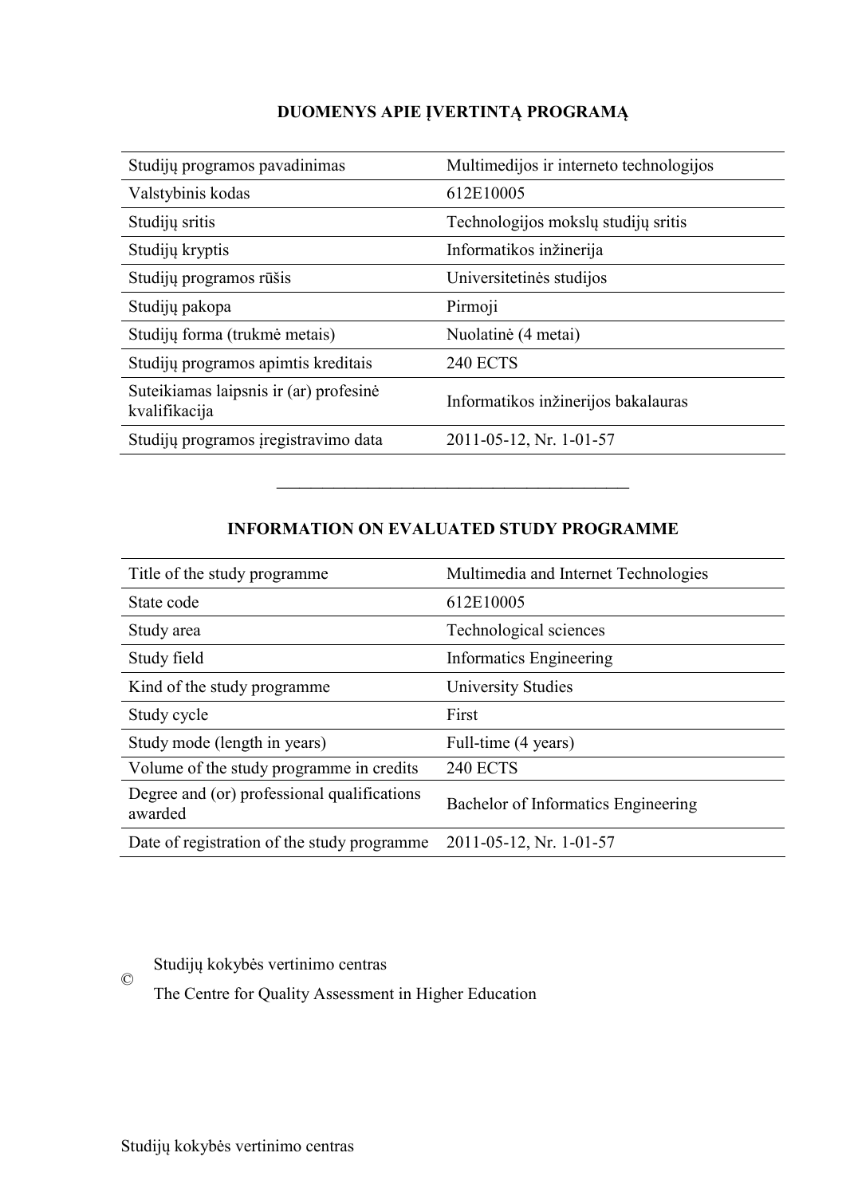# DUOMENYS APIE ĮVERTINTĄ PROGRAMĄ

| | |
|---|---|
| Studijų programos pavadinimas | Multimedijos ir interneto technologijos |
| Valstybinis kodas | 612E10005 |
| Studijų sritis | Technologijos mokslų studijų sritis |
| Studijų kryptis | Informatikos inžinerija |
| Studijų programos rūšis | Universitetinės studijos |
| Studijų pakopa | Pirmoji |
| Studijų forma (trukmė metais) | Nuolatinė (4 metai) |
| Studijų programos apimtis kreditais | 240 ECTS |
| Suteikiamas laipsnis ir (ar) profesinė kvalifikacija | Informatikos inžinerijos bakalauras |
| Studijų programos įregistravimo data | 2011-05-12, Nr. 1-01-57 |

---

# INFORMATION ON EVALUATED STUDY PROGRAMME

| | |
|---|---|
| Title of the study programme | Multimedia and Internet Technologies |
| State code | 612E10005 |
| Study area | Technological sciences |
| Study field | Informatics Engineering |
| Kind of the study programme | University Studies |
| Study cycle | First |
| Study mode (length in years) | Full-time (4 years) |
| Volume of the study programme in credits | 240 ECTS |
| Degree and (or) professional qualifications awarded | Bachelor of Informatics Engineering |
| Date of registration of the study programme | 2011-05-12, Nr. 1-01-57 |

© Studijų kokybės vertinimo centras
The Centre for Quality Assessment in Higher Education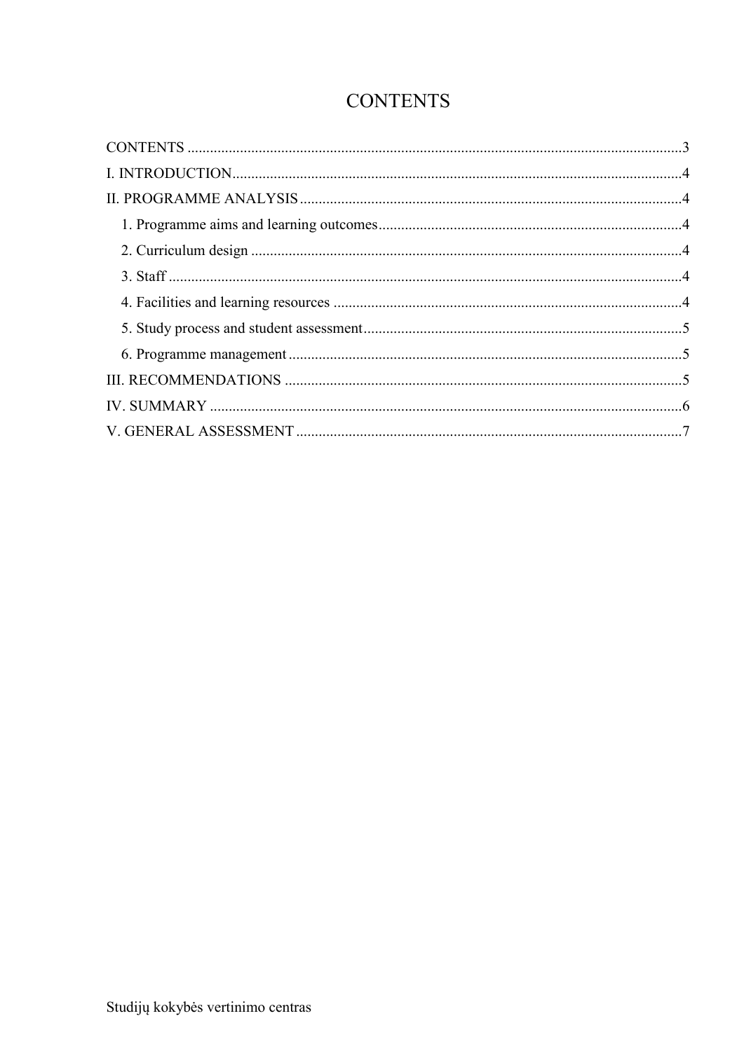# CONTENTS

CONTENTS ........................................................................................................................3

I. INTRODUCTION..............................................................................................................4

II. PROGRAMME ANALYSIS .............................................................................................4

   1. Programme aims and learning outcomes ........................................................................4

   2. Curriculum design .........................................................................................................4

   3. Staff ..............................................................................................................................4

   4. Facilities and learning resources ....................................................................................4

   5. Study process and student assessment ............................................................................5

   6. Programme management ...............................................................................................5

III. RECOMMENDATIONS ................................................................................................5

IV. SUMMARY ...................................................................................................................6

V. GENERAL ASSESSMENT ..............................................................................................7

Studijų kokybės vertinimo centras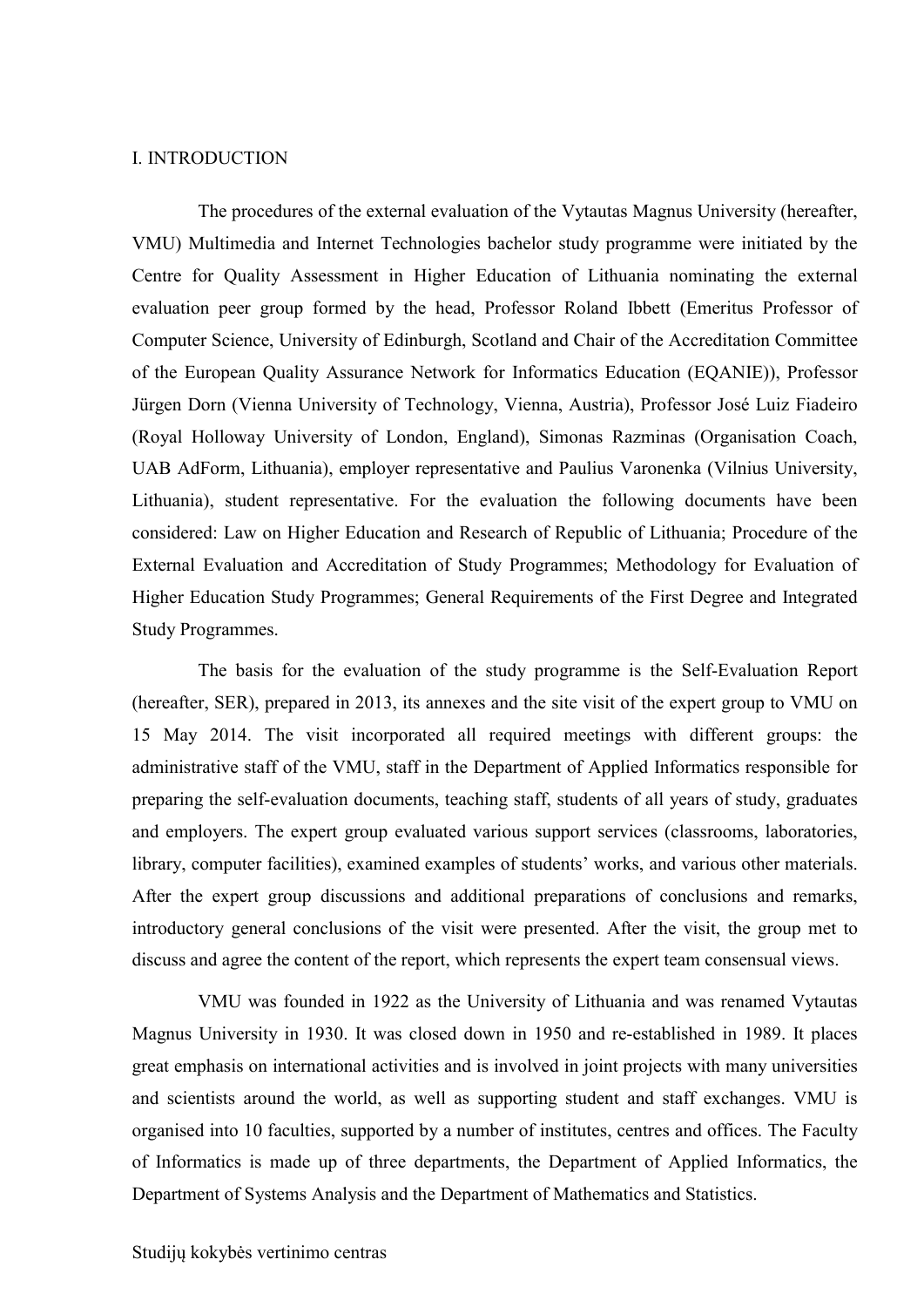# I. INTRODUCTION

The procedures of the external evaluation of the Vytautas Magnus University (hereafter, VMU) Multimedia and Internet Technologies bachelor study programme were initiated by the Centre for Quality Assessment in Higher Education of Lithuania nominating the external evaluation peer group formed by the head, Professor Roland Ibbett (Emeritus Professor of Computer Science, University of Edinburgh, Scotland and Chair of the Accreditation Committee of the European Quality Assurance Network for Informatics Education (EQANIE)), Professor Jürgen Dorn (Vienna University of Technology, Vienna, Austria), Professor José Luiz Fiadeiro (Royal Holloway University of London, England), Simonas Razminas (Organisation Coach, UAB AdForm, Lithuania), employer representative and Paulius Varonenka (Vilnius University, Lithuania), student representative. For the evaluation the following documents have been considered: Law on Higher Education and Research of Republic of Lithuania; Procedure of the External Evaluation and Accreditation of Study Programmes; Methodology for Evaluation of Higher Education Study Programmes; General Requirements of the First Degree and Integrated Study Programmes.

The basis for the evaluation of the study programme is the Self-Evaluation Report (hereafter, SER), prepared in 2013, its annexes and the site visit of the expert group to VMU on 15 May 2014. The visit incorporated all required meetings with different groups: the administrative staff of the VMU, staff in the Department of Applied Informatics responsible for preparing the self-evaluation documents, teaching staff, students of all years of study, graduates and employers. The expert group evaluated various support services (classrooms, laboratories, library, computer facilities), examined examples of students' works, and various other materials. After the expert group discussions and additional preparations of conclusions and remarks, introductory general conclusions of the visit were presented. After the visit, the group met to discuss and agree the content of the report, which represents the expert team consensual views.

VMU was founded in 1922 as the University of Lithuania and was renamed Vytautas Magnus University in 1930. It was closed down in 1950 and re-established in 1989. It places great emphasis on international activities and is involved in joint projects with many universities and scientists around the world, as well as supporting student and staff exchanges. VMU is organised into 10 faculties, supported by a number of institutes, centres and offices. The Faculty of Informatics is made up of three departments, the Department of Applied Informatics, the Department of Systems Analysis and the Department of Mathematics and Statistics.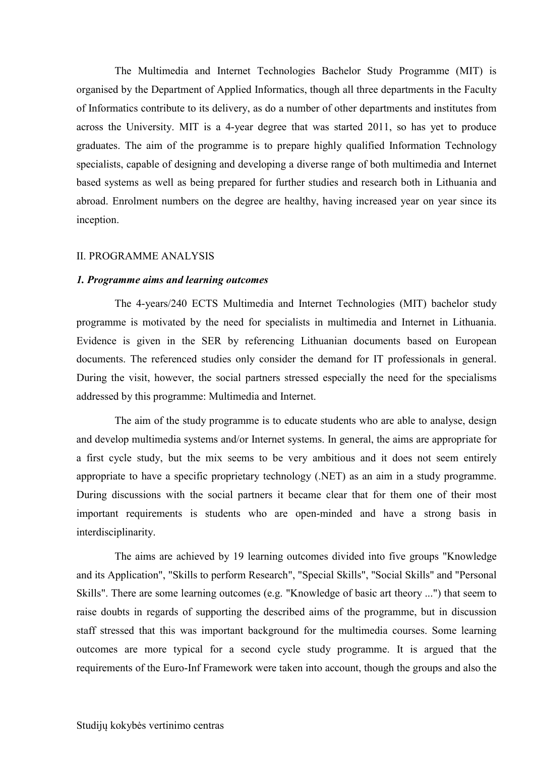The Multimedia and Internet Technologies Bachelor Study Programme (MIT) is organised by the Department of Applied Informatics, though all three departments in the Faculty of Informatics contribute to its delivery, as do a number of other departments and institutes from across the University. MIT is a 4-year degree that was started 2011, so has yet to produce graduates. The aim of the programme is to prepare highly qualified Information Technology specialists, capable of designing and developing a diverse range of both multimedia and Internet based systems as well as being prepared for further studies and research both in Lithuania and abroad. Enrolment numbers on the degree are healthy, having increased year on year since its inception.

## II. PROGRAMME ANALYSIS

### *1. Programme aims and learning outcomes*

The 4-years/240 ECTS Multimedia and Internet Technologies (MIT) bachelor study programme is motivated by the need for specialists in multimedia and Internet in Lithuania. Evidence is given in the SER by referencing Lithuanian documents based on European documents. The referenced studies only consider the demand for IT professionals in general. During the visit, however, the social partners stressed especially the need for the specialisms addressed by this programme: Multimedia and Internet.

The aim of the study programme is to educate students who are able to analyse, design and develop multimedia systems and/or Internet systems. In general, the aims are appropriate for a first cycle study, but the mix seems to be very ambitious and it does not seem entirely appropriate to have a specific proprietary technology (.NET) as an aim in a study programme. During discussions with the social partners it became clear that for them one of their most important requirements is students who are open-minded and have a strong basis in interdisciplinarity.

The aims are achieved by 19 learning outcomes divided into five groups "Knowledge and its Application", "Skills to perform Research", "Special Skills", "Social Skills" and "Personal Skills". There are some learning outcomes (e.g. "Knowledge of basic art theory ...") that seem to raise doubts in regards of supporting the described aims of the programme, but in discussion staff stressed that this was important background for the multimedia courses. Some learning outcomes are more typical for a second cycle study programme. It is argued that the requirements of the Euro-Inf Framework were taken into account, though the groups and also the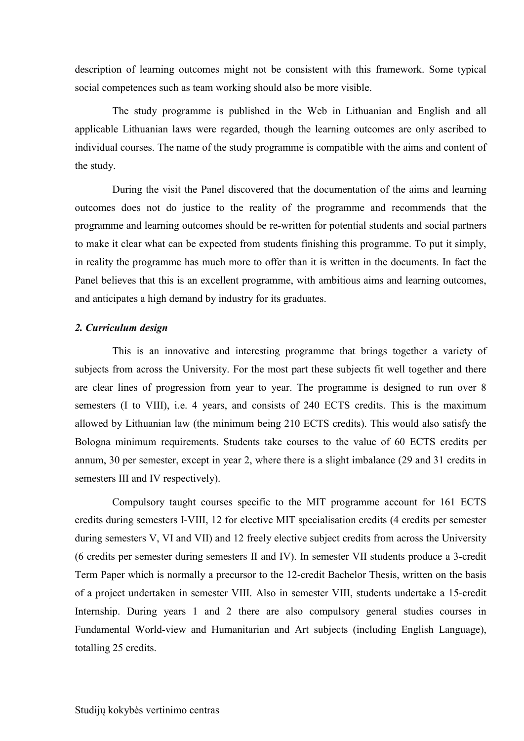description of learning outcomes might not be consistent with this framework. Some typical social competences such as team working should also be more visible.

The study programme is published in the Web in Lithuanian and English and all applicable Lithuanian laws were regarded, though the learning outcomes are only ascribed to individual courses. The name of the study programme is compatible with the aims and content of the study.

During the visit the Panel discovered that the documentation of the aims and learning outcomes does not do justice to the reality of the programme and recommends that the programme and learning outcomes should be re-written for potential students and social partners to make it clear what can be expected from students finishing this programme. To put it simply, in reality the programme has much more to offer than it is written in the documents. In fact the Panel believes that this is an excellent programme, with ambitious aims and learning outcomes, and anticipates a high demand by industry for its graduates.

***2. Curriculum design***

This is an innovative and interesting programme that brings together a variety of subjects from across the University. For the most part these subjects fit well together and there are clear lines of progression from year to year. The programme is designed to run over 8 semesters (I to VIII), i.e. 4 years, and consists of 240 ECTS credits. This is the maximum allowed by Lithuanian law (the minimum being 210 ECTS credits). This would also satisfy the Bologna minimum requirements. Students take courses to the value of 60 ECTS credits per annum, 30 per semester, except in year 2, where there is a slight imbalance (29 and 31 credits in semesters III and IV respectively).

Compulsory taught courses specific to the MIT programme account for 161 ECTS credits during semesters I-VIII, 12 for elective MIT specialisation credits (4 credits per semester during semesters V, VI and VII) and 12 freely elective subject credits from across the University (6 credits per semester during semesters II and IV). In semester VII students produce a 3-credit Term Paper which is normally a precursor to the 12-credit Bachelor Thesis, written on the basis of a project undertaken in semester VIII. Also in semester VIII, students undertake a 15-credit Internship. During years 1 and 2 there are also compulsory general studies courses in Fundamental World-view and Humanitarian and Art subjects (including English Language), totalling 25 credits.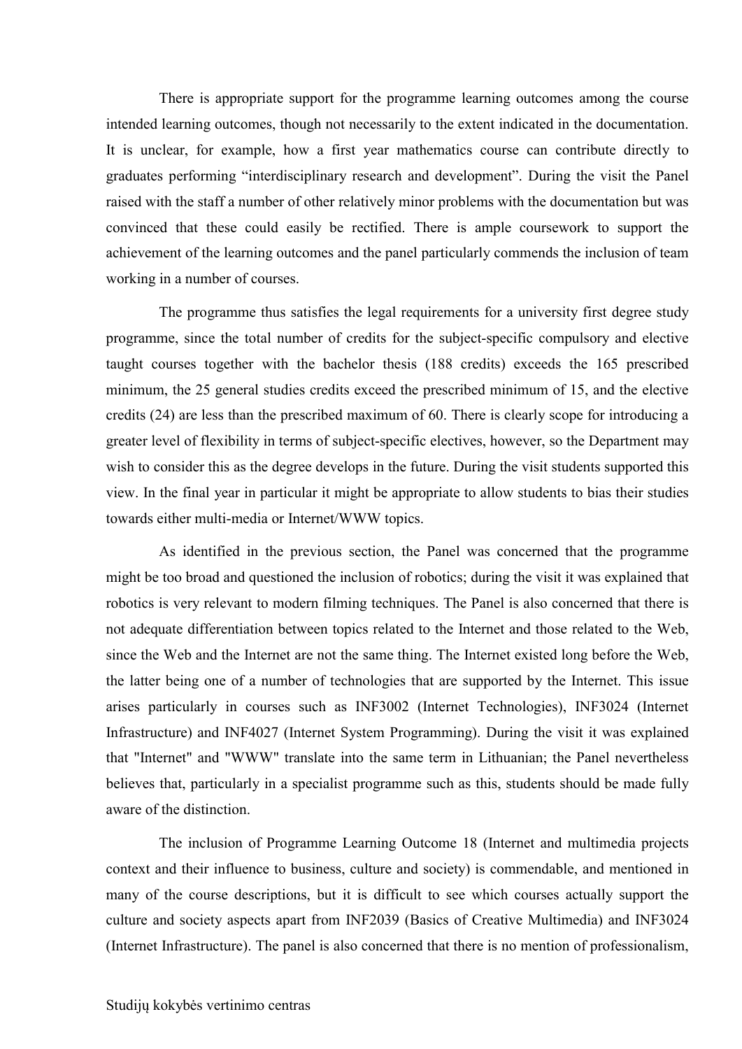There is appropriate support for the programme learning outcomes among the course intended learning outcomes, though not necessarily to the extent indicated in the documentation. It is unclear, for example, how a first year mathematics course can contribute directly to graduates performing "interdisciplinary research and development". During the visit the Panel raised with the staff a number of other relatively minor problems with the documentation but was convinced that these could easily be rectified. There is ample coursework to support the achievement of the learning outcomes and the panel particularly commends the inclusion of team working in a number of courses.

The programme thus satisfies the legal requirements for a university first degree study programme, since the total number of credits for the subject-specific compulsory and elective taught courses together with the bachelor thesis (188 credits) exceeds the 165 prescribed minimum, the 25 general studies credits exceed the prescribed minimum of 15, and the elective credits (24) are less than the prescribed maximum of 60. There is clearly scope for introducing a greater level of flexibility in terms of subject-specific electives, however, so the Department may wish to consider this as the degree develops in the future. During the visit students supported this view. In the final year in particular it might be appropriate to allow students to bias their studies towards either multi-media or Internet/WWW topics.

As identified in the previous section, the Panel was concerned that the programme might be too broad and questioned the inclusion of robotics; during the visit it was explained that robotics is very relevant to modern filming techniques. The Panel is also concerned that there is not adequate differentiation between topics related to the Internet and those related to the Web, since the Web and the Internet are not the same thing. The Internet existed long before the Web, the latter being one of a number of technologies that are supported by the Internet. This issue arises particularly in courses such as INF3002 (Internet Technologies), INF3024 (Internet Infrastructure) and INF4027 (Internet System Programming). During the visit it was explained that "Internet" and "WWW" translate into the same term in Lithuanian; the Panel nevertheless believes that, particularly in a specialist programme such as this, students should be made fully aware of the distinction.

The inclusion of Programme Learning Outcome 18 (Internet and multimedia projects context and their influence to business, culture and society) is commendable, and mentioned in many of the course descriptions, but it is difficult to see which courses actually support the culture and society aspects apart from INF2039 (Basics of Creative Multimedia) and INF3024 (Internet Infrastructure). The panel is also concerned that there is no mention of professionalism,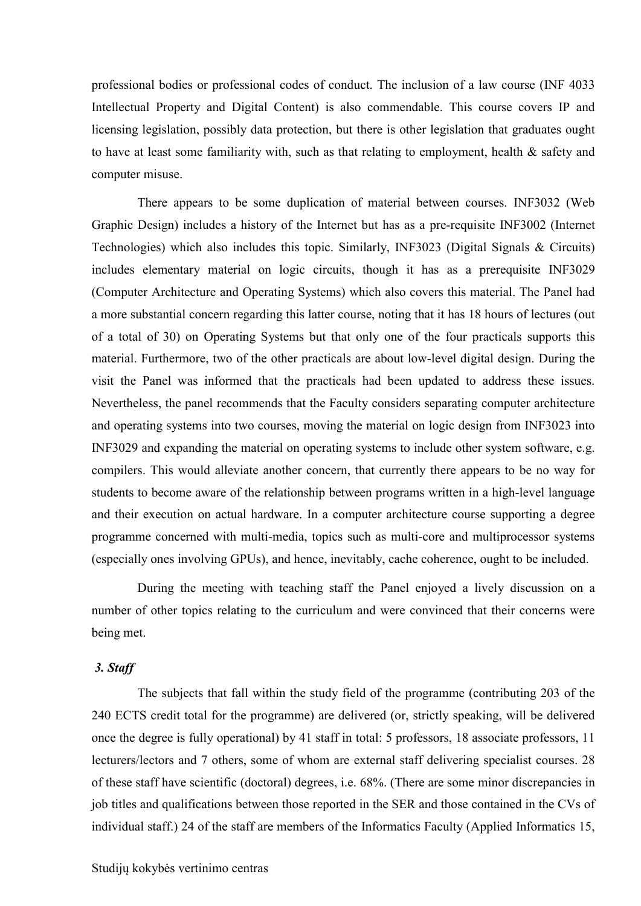professional bodies or professional codes of conduct. The inclusion of a law course (INF 4033 Intellectual Property and Digital Content) is also commendable. This course covers IP and licensing legislation, possibly data protection, but there is other legislation that graduates ought to have at least some familiarity with, such as that relating to employment, health & safety and computer misuse.

There appears to be some duplication of material between courses. INF3032 (Web Graphic Design) includes a history of the Internet but has as a pre-requisite INF3002 (Internet Technologies) which also includes this topic. Similarly, INF3023 (Digital Signals & Circuits) includes elementary material on logic circuits, though it has as a prerequisite INF3029 (Computer Architecture and Operating Systems) which also covers this material. The Panel had a more substantial concern regarding this latter course, noting that it has 18 hours of lectures (out of a total of 30) on Operating Systems but that only one of the four practicals supports this material. Furthermore, two of the other practicals are about low-level digital design. During the visit the Panel was informed that the practicals had been updated to address these issues. Nevertheless, the panel recommends that the Faculty considers separating computer architecture and operating systems into two courses, moving the material on logic design from INF3023 into INF3029 and expanding the material on operating systems to include other system software, e.g. compilers. This would alleviate another concern, that currently there appears to be no way for students to become aware of the relationship between programs written in a high-level language and their execution on actual hardware. In a computer architecture course supporting a degree programme concerned with multi-media, topics such as multi-core and multiprocessor systems (especially ones involving GPUs), and hence, inevitably, cache coherence, ought to be included.

During the meeting with teaching staff the Panel enjoyed a lively discussion on a number of other topics relating to the curriculum and were convinced that their concerns were being met.

### *3. Staff*

The subjects that fall within the study field of the programme (contributing 203 of the 240 ECTS credit total for the programme) are delivered (or, strictly speaking, will be delivered once the degree is fully operational) by 41 staff in total: 5 professors, 18 associate professors, 11 lecturers/lectors and 7 others, some of whom are external staff delivering specialist courses. 28 of these staff have scientific (doctoral) degrees, i.e. 68%. (There are some minor discrepancies in job titles and qualifications between those reported in the SER and those contained in the CVs of individual staff.) 24 of the staff are members of the Informatics Faculty (Applied Informatics 15,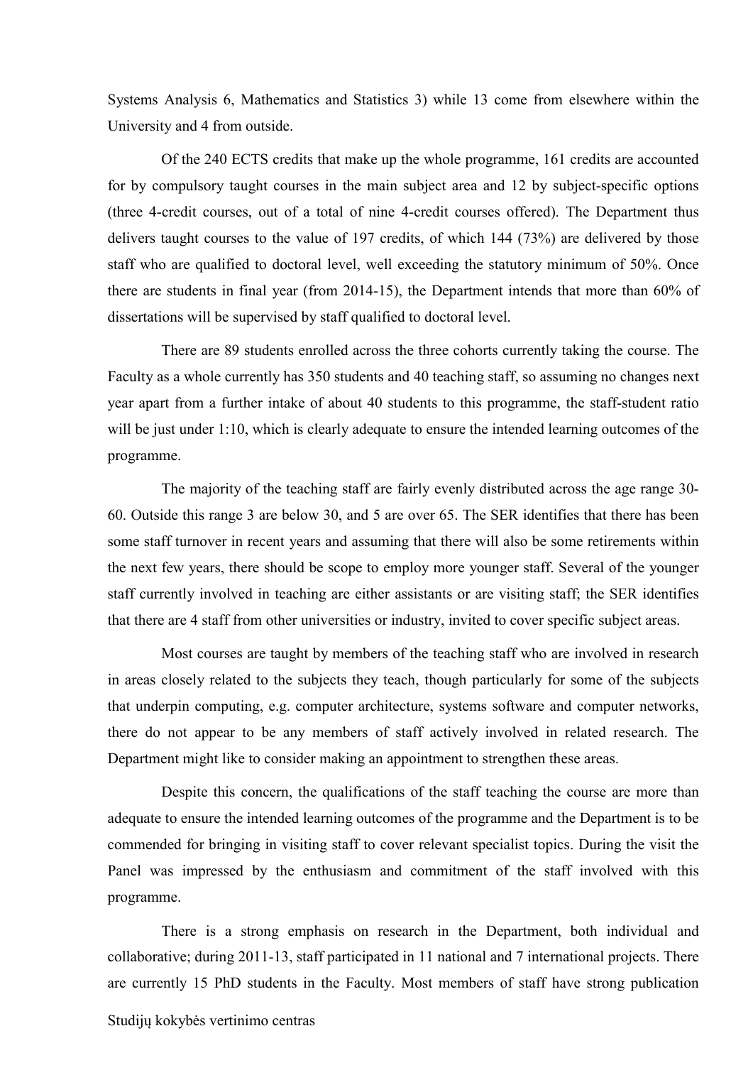Systems Analysis 6, Mathematics and Statistics 3) while 13 come from elsewhere within the University and 4 from outside.

Of the 240 ECTS credits that make up the whole programme, 161 credits are accounted for by compulsory taught courses in the main subject area and 12 by subject-specific options (three 4-credit courses, out of a total of nine 4-credit courses offered). The Department thus delivers taught courses to the value of 197 credits, of which 144 (73%) are delivered by those staff who are qualified to doctoral level, well exceeding the statutory minimum of 50%. Once there are students in final year (from 2014-15), the Department intends that more than 60% of dissertations will be supervised by staff qualified to doctoral level.

There are 89 students enrolled across the three cohorts currently taking the course. The Faculty as a whole currently has 350 students and 40 teaching staff, so assuming no changes next year apart from a further intake of about 40 students to this programme, the staff-student ratio will be just under 1:10, which is clearly adequate to ensure the intended learning outcomes of the programme.

The majority of the teaching staff are fairly evenly distributed across the age range 30-60. Outside this range 3 are below 30, and 5 are over 65. The SER identifies that there has been some staff turnover in recent years and assuming that there will also be some retirements within the next few years, there should be scope to employ more younger staff. Several of the younger staff currently involved in teaching are either assistants or are visiting staff; the SER identifies that there are 4 staff from other universities or industry, invited to cover specific subject areas.

Most courses are taught by members of the teaching staff who are involved in research in areas closely related to the subjects they teach, though particularly for some of the subjects that underpin computing, e.g. computer architecture, systems software and computer networks, there do not appear to be any members of staff actively involved in related research. The Department might like to consider making an appointment to strengthen these areas.

Despite this concern, the qualifications of the staff teaching the course are more than adequate to ensure the intended learning outcomes of the programme and the Department is to be commended for bringing in visiting staff to cover relevant specialist topics. During the visit the Panel was impressed by the enthusiasm and commitment of the staff involved with this programme.

There is a strong emphasis on research in the Department, both individual and collaborative; during 2011-13, staff participated in 11 national and 7 international projects. There are currently 15 PhD students in the Faculty. Most members of staff have strong publication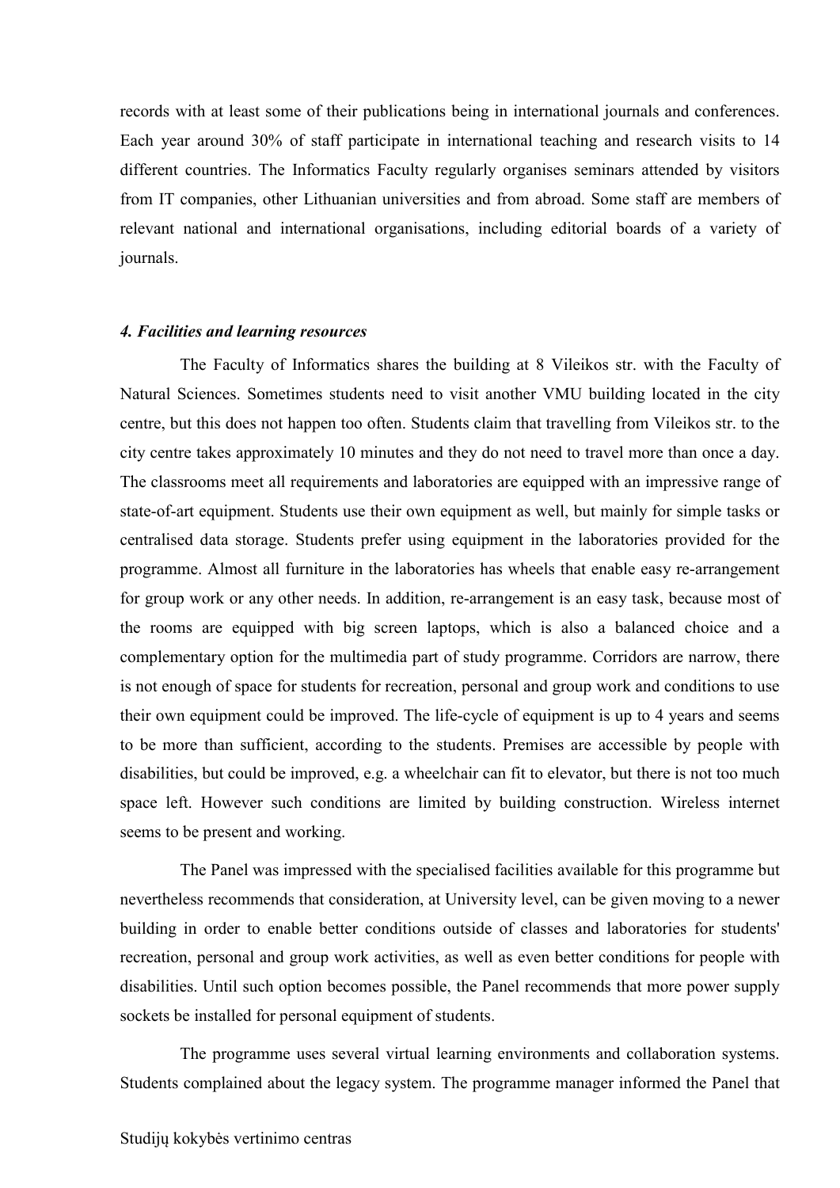records with at least some of their publications being in international journals and conferences. Each year around 30% of staff participate in international teaching and research visits to 14 different countries. The Informatics Faculty regularly organises seminars attended by visitors from IT companies, other Lithuanian universities and from abroad. Some staff are members of relevant national and international organisations, including editorial boards of a variety of journals.

### *4. Facilities and learning resources*

The Faculty of Informatics shares the building at 8 Vileikos str. with the Faculty of Natural Sciences. Sometimes students need to visit another VMU building located in the city centre, but this does not happen too often. Students claim that travelling from Vileikos str. to the city centre takes approximately 10 minutes and they do not need to travel more than once a day. The classrooms meet all requirements and laboratories are equipped with an impressive range of state-of-art equipment. Students use their own equipment as well, but mainly for simple tasks or centralised data storage. Students prefer using equipment in the laboratories provided for the programme. Almost all furniture in the laboratories has wheels that enable easy re-arrangement for group work or any other needs. In addition, re-arrangement is an easy task, because most of the rooms are equipped with big screen laptops, which is also a balanced choice and a complementary option for the multimedia part of study programme. Corridors are narrow, there is not enough of space for students for recreation, personal and group work and conditions to use their own equipment could be improved. The life-cycle of equipment is up to 4 years and seems to be more than sufficient, according to the students. Premises are accessible by people with disabilities, but could be improved, e.g. a wheelchair can fit to elevator, but there is not too much space left. However such conditions are limited by building construction. Wireless internet seems to be present and working.

The Panel was impressed with the specialised facilities available for this programme but nevertheless recommends that consideration, at University level, can be given moving to a newer building in order to enable better conditions outside of classes and laboratories for students' recreation, personal and group work activities, as well as even better conditions for people with disabilities. Until such option becomes possible, the Panel recommends that more power supply sockets be installed for personal equipment of students.

The programme uses several virtual learning environments and collaboration systems. Students complained about the legacy system. The programme manager informed the Panel that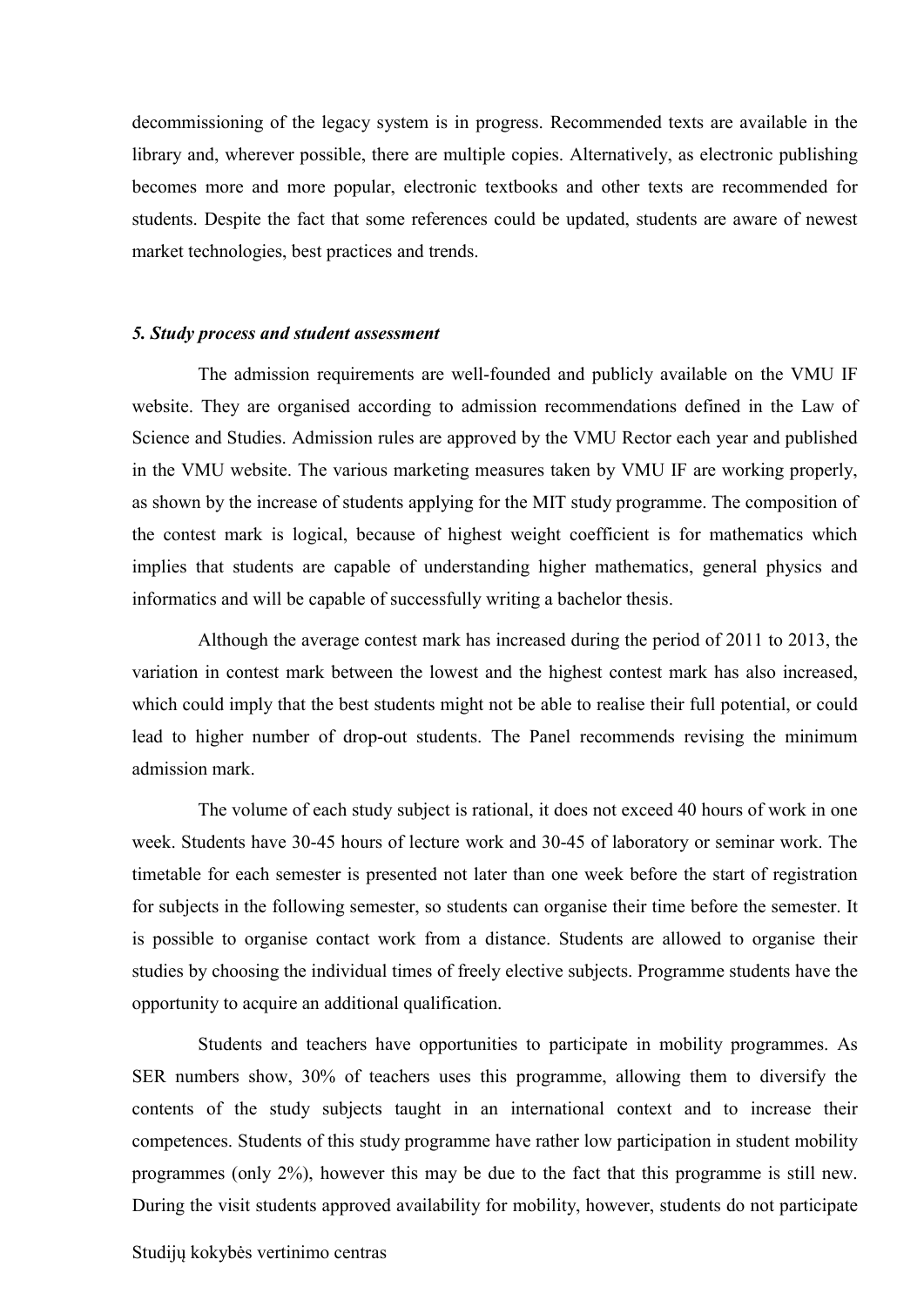decommissioning of the legacy system is in progress. Recommended texts are available in the library and, wherever possible, there are multiple copies. Alternatively, as electronic publishing becomes more and more popular, electronic textbooks and other texts are recommended for students. Despite the fact that some references could be updated, students are aware of newest market technologies, best practices and trends.

### *5. Study process and student assessment*

The admission requirements are well-founded and publicly available on the VMU IF website. They are organised according to admission recommendations defined in the Law of Science and Studies. Admission rules are approved by the VMU Rector each year and published in the VMU website. The various marketing measures taken by VMU IF are working properly, as shown by the increase of students applying for the MIT study programme. The composition of the contest mark is logical, because of highest weight coefficient is for mathematics which implies that students are capable of understanding higher mathematics, general physics and informatics and will be capable of successfully writing a bachelor thesis.

Although the average contest mark has increased during the period of 2011 to 2013, the variation in contest mark between the lowest and the highest contest mark has also increased, which could imply that the best students might not be able to realise their full potential, or could lead to higher number of drop-out students. The Panel recommends revising the minimum admission mark.

The volume of each study subject is rational, it does not exceed 40 hours of work in one week. Students have 30-45 hours of lecture work and 30-45 of laboratory or seminar work. The timetable for each semester is presented not later than one week before the start of registration for subjects in the following semester, so students can organise their time before the semester. It is possible to organise contact work from a distance. Students are allowed to organise their studies by choosing the individual times of freely elective subjects. Programme students have the opportunity to acquire an additional qualification.

Students and teachers have opportunities to participate in mobility programmes. As SER numbers show, 30% of teachers uses this programme, allowing them to diversify the contents of the study subjects taught in an international context and to increase their competences. Students of this study programme have rather low participation in student mobility programmes (only 2%), however this may be due to the fact that this programme is still new. During the visit students approved availability for mobility, however, students do not participate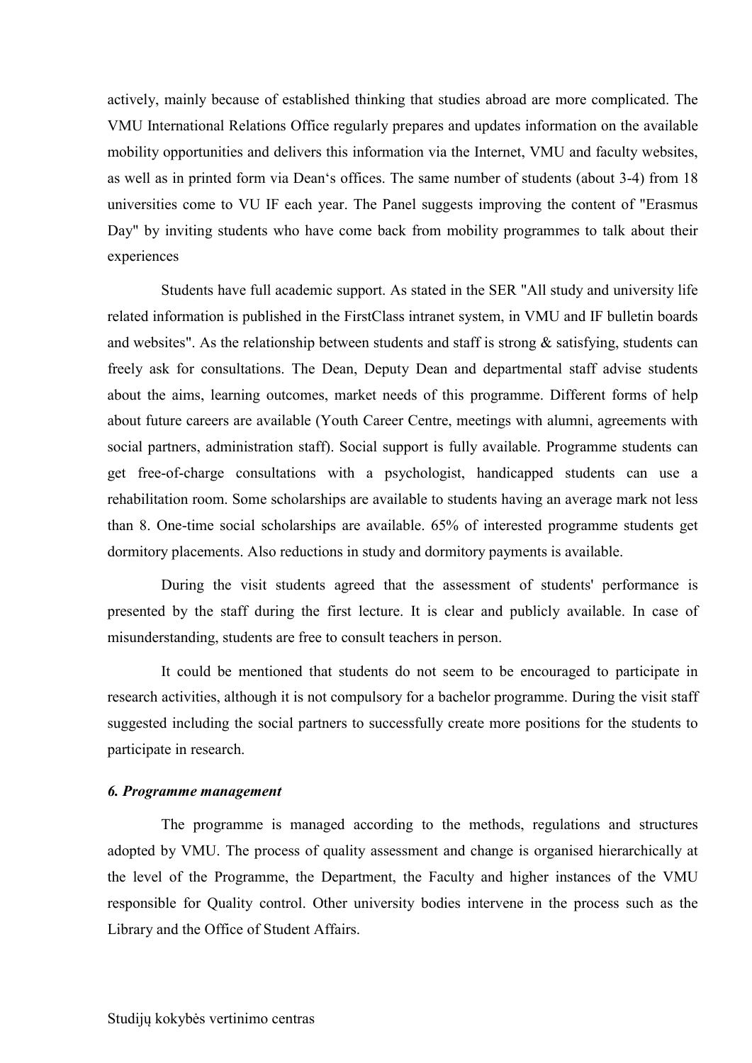actively, mainly because of established thinking that studies abroad are more complicated. The VMU International Relations Office regularly prepares and updates information on the available mobility opportunities and delivers this information via the Internet, VMU and faculty websites, as well as in printed form via Dean‘s offices. The same number of students (about 3-4) from 18 universities come to VU IF each year. The Panel suggests improving the content of "Erasmus Day" by inviting students who have come back from mobility programmes to talk about their experiences

Students have full academic support. As stated in the SER "All study and university life related information is published in the FirstClass intranet system, in VMU and IF bulletin boards and websites". As the relationship between students and staff is strong & satisfying, students can freely ask for consultations. The Dean, Deputy Dean and departmental staff advise students about the aims, learning outcomes, market needs of this programme. Different forms of help about future careers are available (Youth Career Centre, meetings with alumni, agreements with social partners, administration staff). Social support is fully available. Programme students can get free-of-charge consultations with a psychologist, handicapped students can use a rehabilitation room. Some scholarships are available to students having an average mark not less than 8. One-time social scholarships are available. 65% of interested programme students get dormitory placements. Also reductions in study and dormitory payments is available.

During the visit students agreed that the assessment of students' performance is presented by the staff during the first lecture. It is clear and publicly available. In case of misunderstanding, students are free to consult teachers in person.

It could be mentioned that students do not seem to be encouraged to participate in research activities, although it is not compulsory for a bachelor programme. During the visit staff suggested including the social partners to successfully create more positions for the students to participate in research.

***6. Programme management***

The programme is managed according to the methods, regulations and structures adopted by VMU. The process of quality assessment and change is organised hierarchically at the level of the Programme, the Department, the Faculty and higher instances of the VMU responsible for Quality control. Other university bodies intervene in the process such as the Library and the Office of Student Affairs.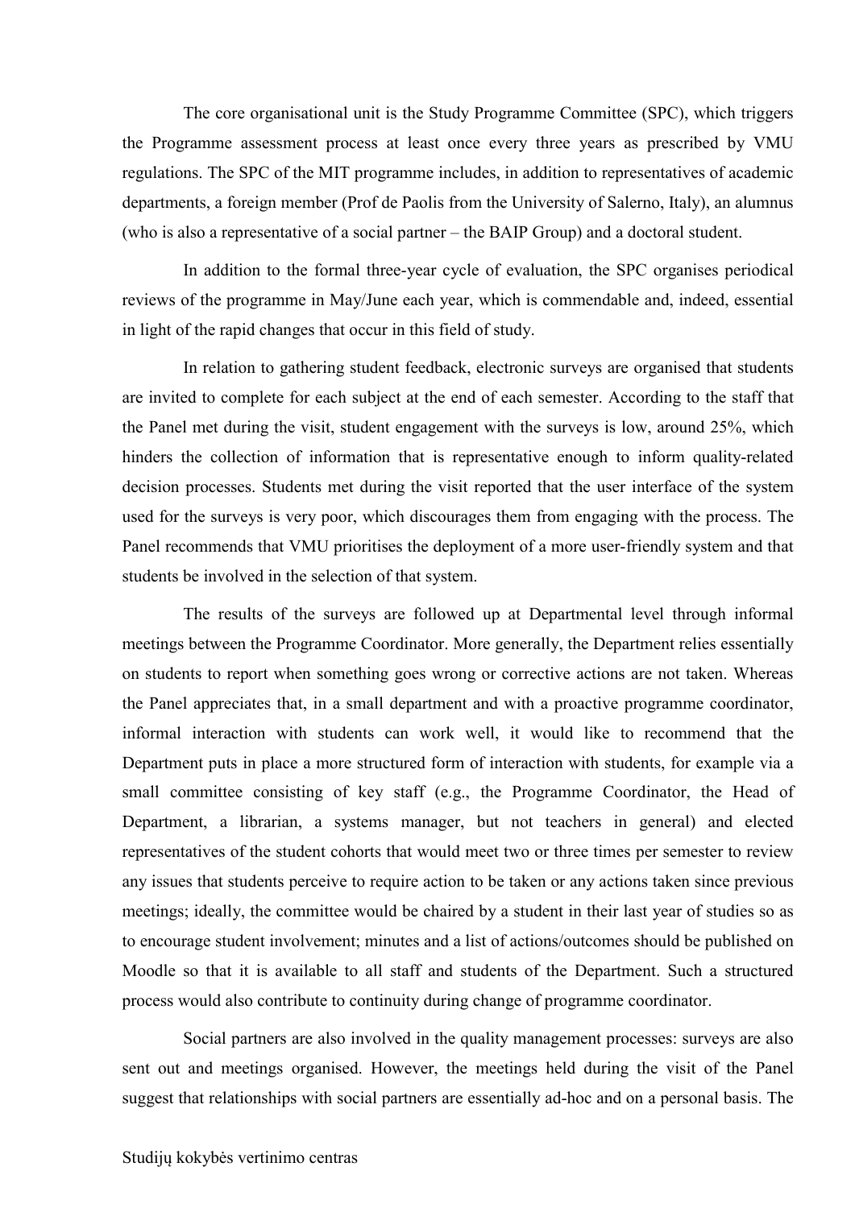The core organisational unit is the Study Programme Committee (SPC), which triggers the Programme assessment process at least once every three years as prescribed by VMU regulations. The SPC of the MIT programme includes, in addition to representatives of academic departments, a foreign member (Prof de Paolis from the University of Salerno, Italy), an alumnus (who is also a representative of a social partner – the BAIP Group) and a doctoral student.

In addition to the formal three-year cycle of evaluation, the SPC organises periodical reviews of the programme in May/June each year, which is commendable and, indeed, essential in light of the rapid changes that occur in this field of study.

In relation to gathering student feedback, electronic surveys are organised that students are invited to complete for each subject at the end of each semester. According to the staff that the Panel met during the visit, student engagement with the surveys is low, around 25%, which hinders the collection of information that is representative enough to inform quality-related decision processes. Students met during the visit reported that the user interface of the system used for the surveys is very poor, which discourages them from engaging with the process. The Panel recommends that VMU prioritises the deployment of a more user-friendly system and that students be involved in the selection of that system.

The results of the surveys are followed up at Departmental level through informal meetings between the Programme Coordinator. More generally, the Department relies essentially on students to report when something goes wrong or corrective actions are not taken. Whereas the Panel appreciates that, in a small department and with a proactive programme coordinator, informal interaction with students can work well, it would like to recommend that the Department puts in place a more structured form of interaction with students, for example via a small committee consisting of key staff (e.g., the Programme Coordinator, the Head of Department, a librarian, a systems manager, but not teachers in general) and elected representatives of the student cohorts that would meet two or three times per semester to review any issues that students perceive to require action to be taken or any actions taken since previous meetings; ideally, the committee would be chaired by a student in their last year of studies so as to encourage student involvement; minutes and a list of actions/outcomes should be published on Moodle so that it is available to all staff and students of the Department. Such a structured process would also contribute to continuity during change of programme coordinator.

Social partners are also involved in the quality management processes: surveys are also sent out and meetings organised. However, the meetings held during the visit of the Panel suggest that relationships with social partners are essentially ad-hoc and on a personal basis. The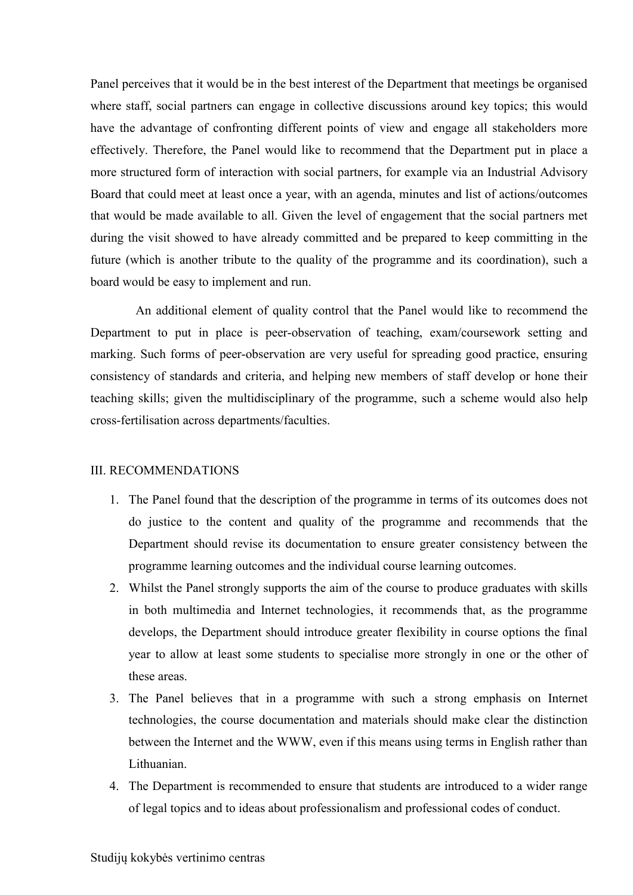Panel perceives that it would be in the best interest of the Department that meetings be organised where staff, social partners can engage in collective discussions around key topics; this would have the advantage of confronting different points of view and engage all stakeholders more effectively. Therefore, the Panel would like to recommend that the Department put in place a more structured form of interaction with social partners, for example via an Industrial Advisory Board that could meet at least once a year, with an agenda, minutes and list of actions/outcomes that would be made available to all. Given the level of engagement that the social partners met during the visit showed to have already committed and be prepared to keep committing in the future (which is another tribute to the quality of the programme and its coordination), such a board would be easy to implement and run.

An additional element of quality control that the Panel would like to recommend the Department to put in place is peer-observation of teaching, exam/coursework setting and marking. Such forms of peer-observation are very useful for spreading good practice, ensuring consistency of standards and criteria, and helping new members of staff develop or hone their teaching skills; given the multidisciplinary of the programme, such a scheme would also help cross-fertilisation across departments/faculties.

## III. RECOMMENDATIONS

1. The Panel found that the description of the programme in terms of its outcomes does not do justice to the content and quality of the programme and recommends that the Department should revise its documentation to ensure greater consistency between the programme learning outcomes and the individual course learning outcomes.
2. Whilst the Panel strongly supports the aim of the course to produce graduates with skills in both multimedia and Internet technologies, it recommends that, as the programme develops, the Department should introduce greater flexibility in course options the final year to allow at least some students to specialise more strongly in one or the other of these areas.
3. The Panel believes that in a programme with such a strong emphasis on Internet technologies, the course documentation and materials should make clear the distinction between the Internet and the WWW, even if this means using terms in English rather than Lithuanian.
4. The Department is recommended to ensure that students are introduced to a wider range of legal topics and to ideas about professionalism and professional codes of conduct.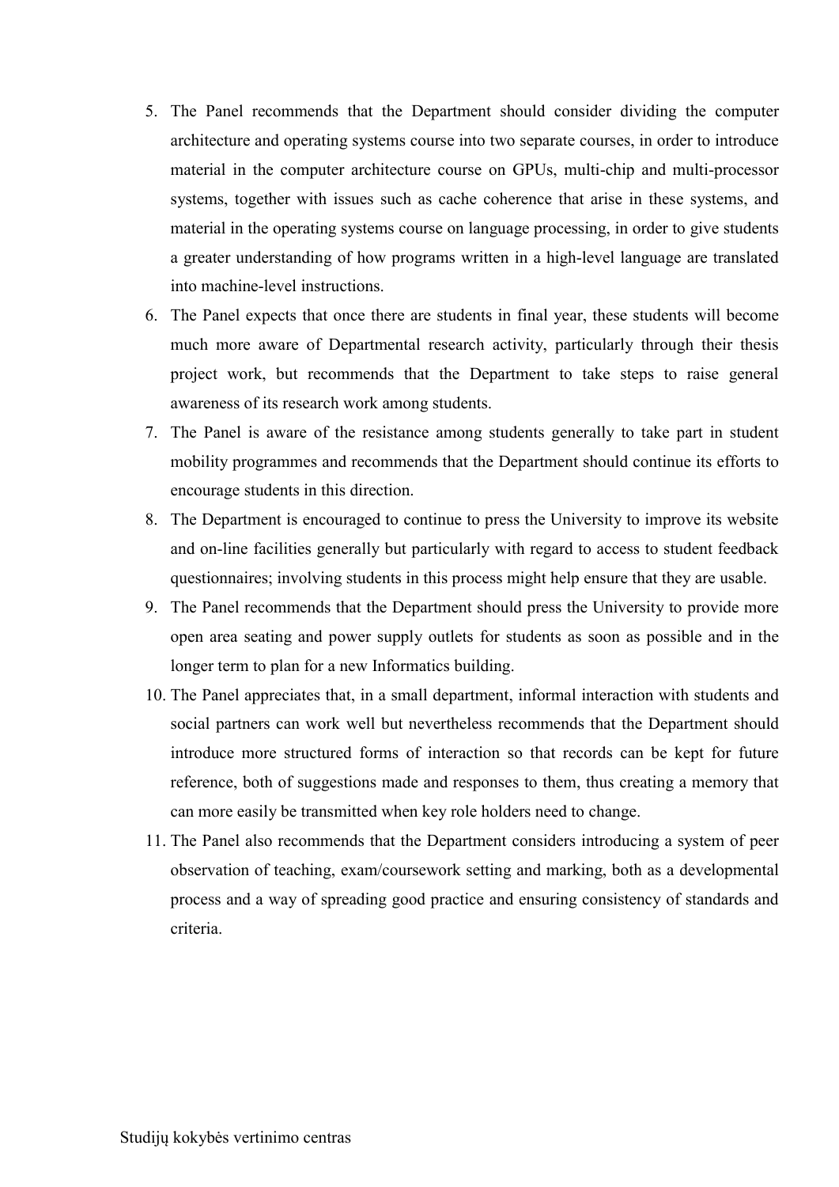5. The Panel recommends that the Department should consider dividing the computer architecture and operating systems course into two separate courses, in order to introduce material in the computer architecture course on GPUs, multi-chip and multi-processor systems, together with issues such as cache coherence that arise in these systems, and material in the operating systems course on language processing, in order to give students a greater understanding of how programs written in a high-level language are translated into machine-level instructions.
6. The Panel expects that once there are students in final year, these students will become much more aware of Departmental research activity, particularly through their thesis project work, but recommends that the Department to take steps to raise general awareness of its research work among students.
7. The Panel is aware of the resistance among students generally to take part in student mobility programmes and recommends that the Department should continue its efforts to encourage students in this direction.
8. The Department is encouraged to continue to press the University to improve its website and on-line facilities generally but particularly with regard to access to student feedback questionnaires; involving students in this process might help ensure that they are usable.
9. The Panel recommends that the Department should press the University to provide more open area seating and power supply outlets for students as soon as possible and in the longer term to plan for a new Informatics building.
10. The Panel appreciates that, in a small department, informal interaction with students and social partners can work well but nevertheless recommends that the Department should introduce more structured forms of interaction so that records can be kept for future reference, both of suggestions made and responses to them, thus creating a memory that can more easily be transmitted when key role holders need to change.
11. The Panel also recommends that the Department considers introducing a system of peer observation of teaching, exam/coursework setting and marking, both as a developmental process and a way of spreading good practice and ensuring consistency of standards and criteria.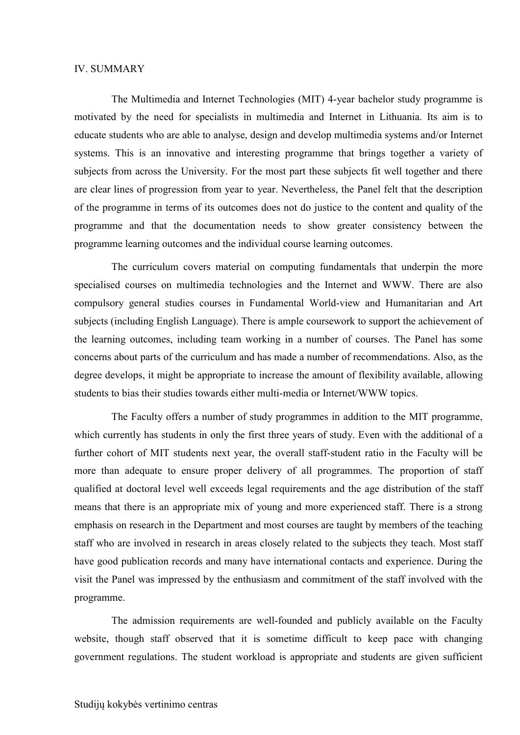## IV. SUMMARY

The Multimedia and Internet Technologies (MIT) 4-year bachelor study programme is motivated by the need for specialists in multimedia and Internet in Lithuania. Its aim is to educate students who are able to analyse, design and develop multimedia systems and/or Internet systems. This is an innovative and interesting programme that brings together a variety of subjects from across the University. For the most part these subjects fit well together and there are clear lines of progression from year to year. Nevertheless, the Panel felt that the description of the programme in terms of its outcomes does not do justice to the content and quality of the programme and that the documentation needs to show greater consistency between the programme learning outcomes and the individual course learning outcomes.

The curriculum covers material on computing fundamentals that underpin the more specialised courses on multimedia technologies and the Internet and WWW. There are also compulsory general studies courses in Fundamental World-view and Humanitarian and Art subjects (including English Language). There is ample coursework to support the achievement of the learning outcomes, including team working in a number of courses. The Panel has some concerns about parts of the curriculum and has made a number of recommendations. Also, as the degree develops, it might be appropriate to increase the amount of flexibility available, allowing students to bias their studies towards either multi-media or Internet/WWW topics.

The Faculty offers a number of study programmes in addition to the MIT programme, which currently has students in only the first three years of study. Even with the additional of a further cohort of MIT students next year, the overall staff-student ratio in the Faculty will be more than adequate to ensure proper delivery of all programmes. The proportion of staff qualified at doctoral level well exceeds legal requirements and the age distribution of the staff means that there is an appropriate mix of young and more experienced staff. There is a strong emphasis on research in the Department and most courses are taught by members of the teaching staff who are involved in research in areas closely related to the subjects they teach. Most staff have good publication records and many have international contacts and experience. During the visit the Panel was impressed by the enthusiasm and commitment of the staff involved with the programme.

The admission requirements are well-founded and publicly available on the Faculty website, though staff observed that it is sometime difficult to keep pace with changing government regulations. The student workload is appropriate and students are given sufficient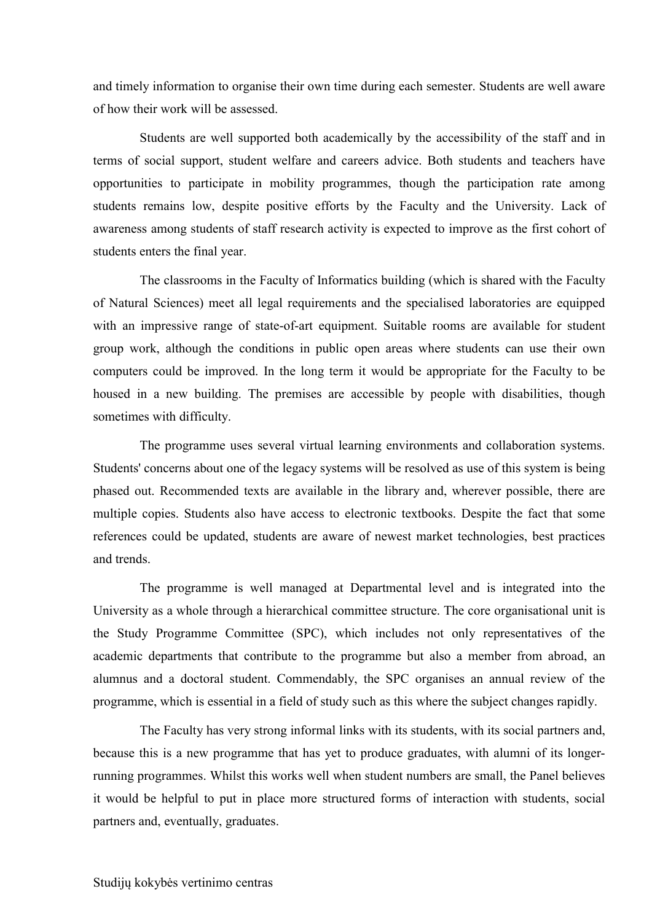and timely information to organise their own time during each semester. Students are well aware of how their work will be assessed.

Students are well supported both academically by the accessibility of the staff and in terms of social support, student welfare and careers advice. Both students and teachers have opportunities to participate in mobility programmes, though the participation rate among students remains low, despite positive efforts by the Faculty and the University. Lack of awareness among students of staff research activity is expected to improve as the first cohort of students enters the final year.

The classrooms in the Faculty of Informatics building (which is shared with the Faculty of Natural Sciences) meet all legal requirements and the specialised laboratories are equipped with an impressive range of state-of-art equipment. Suitable rooms are available for student group work, although the conditions in public open areas where students can use their own computers could be improved. In the long term it would be appropriate for the Faculty to be housed in a new building. The premises are accessible by people with disabilities, though sometimes with difficulty.

The programme uses several virtual learning environments and collaboration systems. Students' concerns about one of the legacy systems will be resolved as use of this system is being phased out. Recommended texts are available in the library and, wherever possible, there are multiple copies. Students also have access to electronic textbooks. Despite the fact that some references could be updated, students are aware of newest market technologies, best practices and trends.

The programme is well managed at Departmental level and is integrated into the University as a whole through a hierarchical committee structure. The core organisational unit is the Study Programme Committee (SPC), which includes not only representatives of the academic departments that contribute to the programme but also a member from abroad, an alumnus and a doctoral student. Commendably, the SPC organises an annual review of the programme, which is essential in a field of study such as this where the subject changes rapidly.

The Faculty has very strong informal links with its students, with its social partners and, because this is a new programme that has yet to produce graduates, with alumni of its longer-running programmes. Whilst this works well when student numbers are small, the Panel believes it would be helpful to put in place more structured forms of interaction with students, social partners and, eventually, graduates.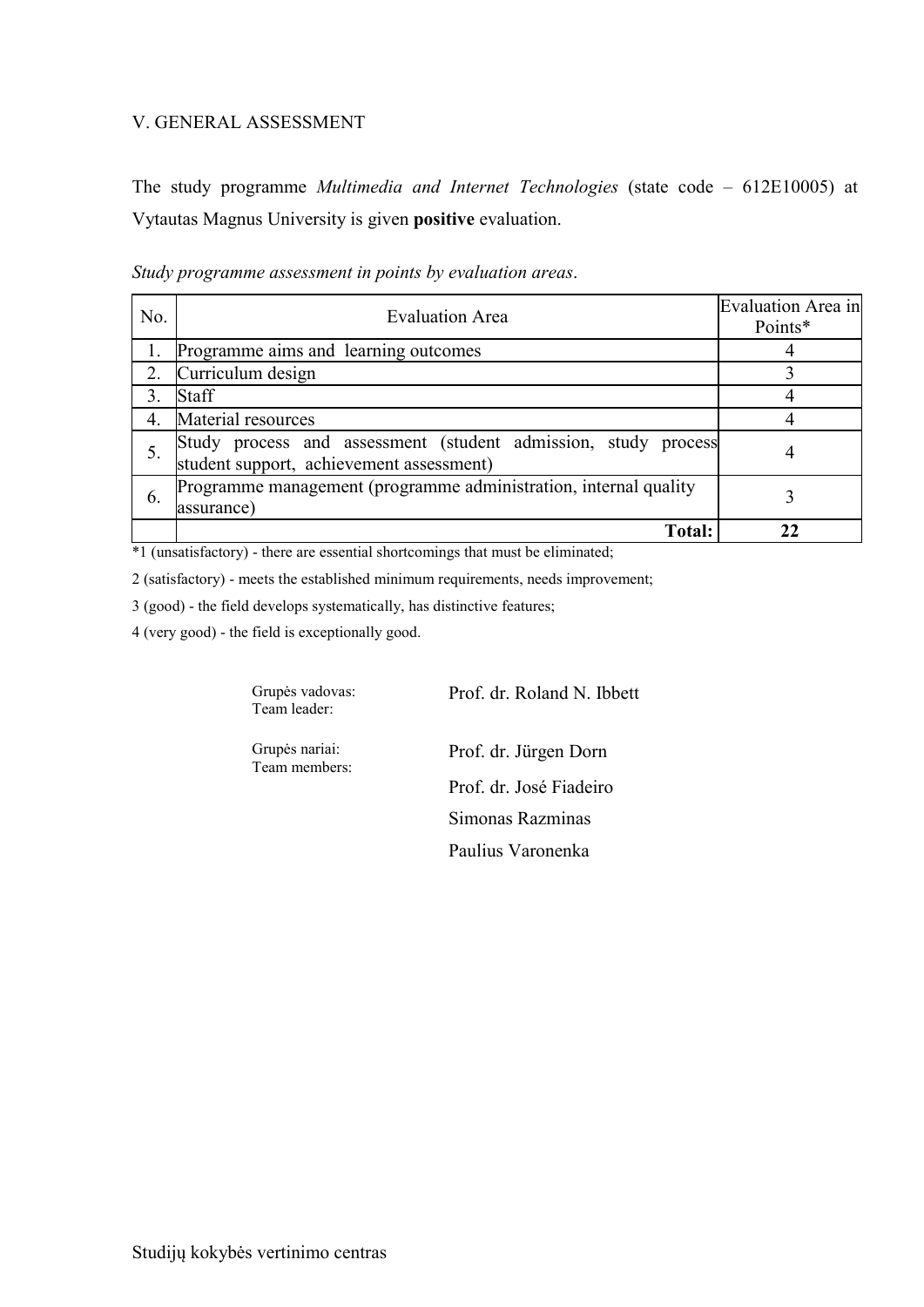## V. GENERAL ASSESSMENT

The study programme *Multimedia and Internet Technologies* (state code – 612E10005) at Vytautas Magnus University is given **positive** evaluation.

*Study programme assessment in points by evaluation areas*.

| No. | Evaluation Area | Evaluation Area in Points* |
|---|---|---|
| 1. | Programme aims and learning outcomes | 4 |
| 2. | Curriculum design | 3 |
| 3. | Staff | 4 |
| 4. | Material resources | 4 |
| 5. | Study process and assessment (student admission, study process student support, achievement assessment) | 4 |
| 6. | Programme management (programme administration, internal quality assurance) | 3 |
| | **Total:** | **22** |

*1 (unsatisfactory) - there are essential shortcomings that must be eliminated;

2 (satisfactory) - meets the established minimum requirements, needs improvement;

3 (good) - the field develops systematically, has distinctive features;

4 (very good) - the field is exceptionally good.

Grupės vadovas:
Team leader: Prof. dr. Roland N. Ibbett

Grupės nariai:
Team members: Prof. dr. Jürgen Dorn

Prof. dr. José Fiadeiro

Simonas Razminas

Paulius Varonenka

Studijų kokybės vertinimo centras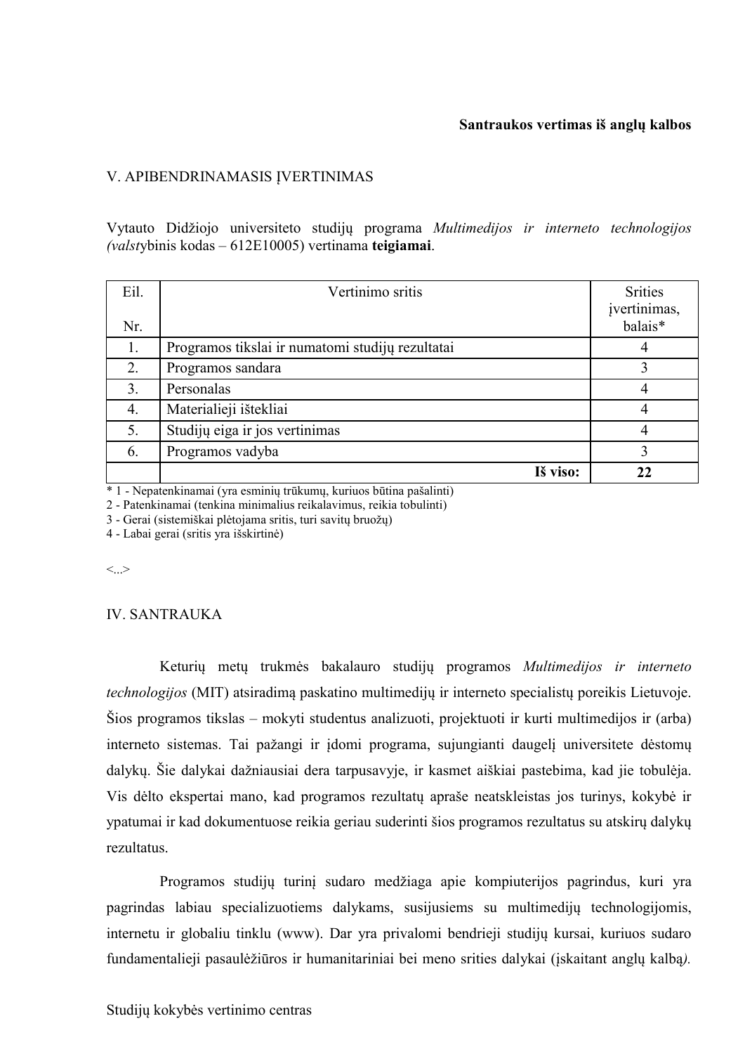**Santraukos vertimas iš anglų kalbos**

## V. APIBENDRINAMASIS ĮVERTINIMAS

Vytauto Didžiojo universiteto studijų programa *Multimedijos ir interneto technologijos (valst*ybinis kodas – 612E10005) vertinama **teigiamai**.

| Eil. Nr. | Vertinimo sritis | Srities įvertinimas, balais* |
|---|---|---|
| 1. | Programos tikslai ir numatomi studijų rezultatai | 4 |
| 2. | Programos sandara | 3 |
| 3. | Personalas | 4 |
| 4. | Materialieji ištekliai | 4 |
| 5. | Studijų eiga ir jos vertinimas | 4 |
| 6. | Programos vadyba | 3 |
| | **Iš viso:** | **22** |

* 1 - Nepatenkinamai (yra esminių trūkumų, kuriuos būtina pašalinti)
2 - Patenkinamai (tenkina minimalius reikalavimus, reikia tobulinti)
3 - Gerai (sistemiškai plėtojama sritis, turi savitų bruožų)
4 - Labai gerai (sritis yra išskirtinė)

<...>

## IV. SANTRAUKA

Keturių metų trukmės bakalauro studijų programos *Multimedijos ir interneto technologijos* (MIT) atsiradimą paskatino multimedijų ir interneto specialistų poreikis Lietuvoje. Šios programos tikslas – mokyti studentus analizuoti, projektuoti ir kurti multimedijos ir (arba) interneto sistemas. Tai pažangi ir įdomi programa, sujungianti daugelį universitete dėstomų dalykų. Šie dalykai dažniausiai dera tarpusavyje, ir kasmet aiškiai pastebima, kad jie tobulėja. Vis dėlto ekspertai mano, kad programos rezultatų apraše neatskleistas jos turinys, kokybė ir ypatumai ir kad dokumentuose reikia geriau suderinti šios programos rezultatus su atskirų dalykų rezultatus.

Programos studijų turinį sudaro medžiaga apie kompiuterijos pagrindus, kuri yra pagrindas labiau specializuotiems dalykams, susijusiems su multimedijų technologijomis, internetu ir globaliu tinklu (www). Dar yra privalomi bendrieji studijų kursai, kuriuos sudaro fundamentalieji pasaulėžiūros ir humanitariniai bei meno srities dalykai (įskaitant anglų kalbą*).*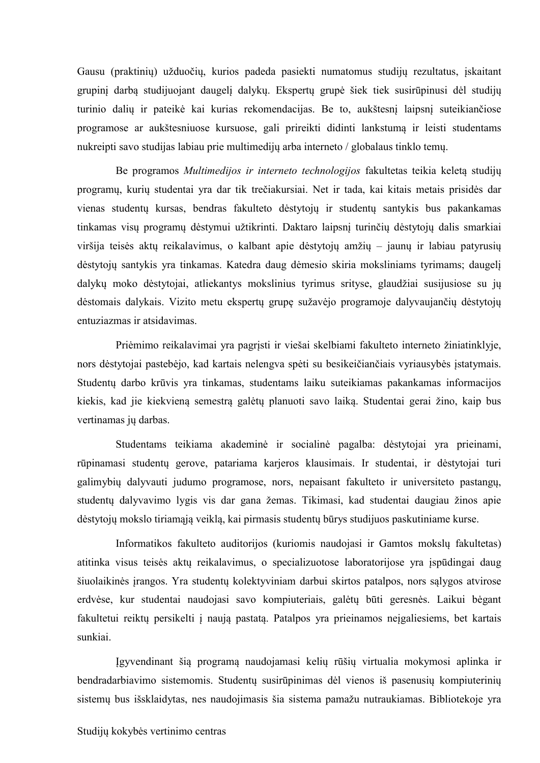Gausu (praktinių) užduočių, kurios padeda pasiekti numatomus studijų rezultatus, įskaitant grupinį darbą studijuojant daugelį dalykų. Ekspertų grupė šiek tiek susirūpinusi dėl studijų turinio dalių ir pateikė kai kurias rekomendacijas. Be to, aukštesnį laipsnį suteikiančiose programose ar aukštesniuose kursuose, gali prireikti didinti lankstumą ir leisti studentams nukreipti savo studijas labiau prie multimedijų arba interneto / globalaus tinklo temų.

Be programos *Multimedijos ir interneto technologijos* fakultetas teikia keletą studijų programų, kurių studentai yra dar tik trečiakursiai. Net ir tada, kai kitais metais prisidės dar vienas studentų kursas, bendras fakulteto dėstytojų ir studentų santykis bus pakankamas tinkamas visų programų dėstymui užtikrinti. Daktaro laipsnį turinčių dėstytojų dalis smarkiai viršija teisės aktų reikalavimus, o kalbant apie dėstytojų amžių – jaunų ir labiau patyrusių dėstytojų santykis yra tinkamas. Katedra daug dėmesio skiria moksliniams tyrimams; daugelį dalykų moko dėstytojai, atliekantys mokslinius tyrimus srityse, glaudžiai susijusiose su jų dėstomais dalykais. Vizito metu ekspertų grupę sužavėjo programoje dalyvaujančių dėstytojų entuziazmas ir atsidavimas.

Priėmimo reikalavimai yra pagrįsti ir viešai skelbiami fakulteto interneto žiniatinklyje, nors dėstytojai pastebėjo, kad kartais nelengva spėti su besikeičiančiais vyriausybės įstatymais. Studentų darbo krūvis yra tinkamas, studentams laiku suteikiamas pakankamas informacijos kiekis, kad jie kiekvieną semestrą galėtų planuoti savo laiką. Studentai gerai žino, kaip bus vertinamas jų darbas.

Studentams teikiama akademinė ir socialinė pagalba: dėstytojai yra prieinami, rūpinamasi studentų gerove, patariama karjeros klausimais. Ir studentai, ir dėstytojai turi galimybių dalyvauti judumo programose, nors, nepaisant fakulteto ir universiteto pastangų, studentų dalyvavimo lygis vis dar gana žemas. Tikimasi, kad studentai daugiau žinos apie dėstytojų mokslo tiriamąją veiklą, kai pirmasis studentų būrys studijuos paskutiniame kurse.

Informatikos fakulteto auditorijos (kuriomis naudojasi ir Gamtos mokslų fakultetas) atitinka visus teisės aktų reikalavimus, o specializuotose laboratorijose yra įspūdingai daug šiuolaikinės įrangos. Yra studentų kolektyviniam darbui skirtos patalpos, nors sąlygos atvirose erdvėse, kur studentai naudojasi savo kompiuteriais, galėtų būti geresnės. Laikui bėgant fakultetui reiktų persikelti į naują pastatą. Patalpos yra prieinamos neįgaliesiems, bet kartais sunkiai.

Įgyvendinant šią programą naudojamasi kelių rūšių virtualia mokymosi aplinka ir bendradarbiavimo sistemomis. Studentų susirūpinimas dėl vienos iš pasenusių kompiuterinių sistemų bus išsklaidytas, nes naudojimasis šia sistema pamažu nutraukiamas. Bibliotekoje yra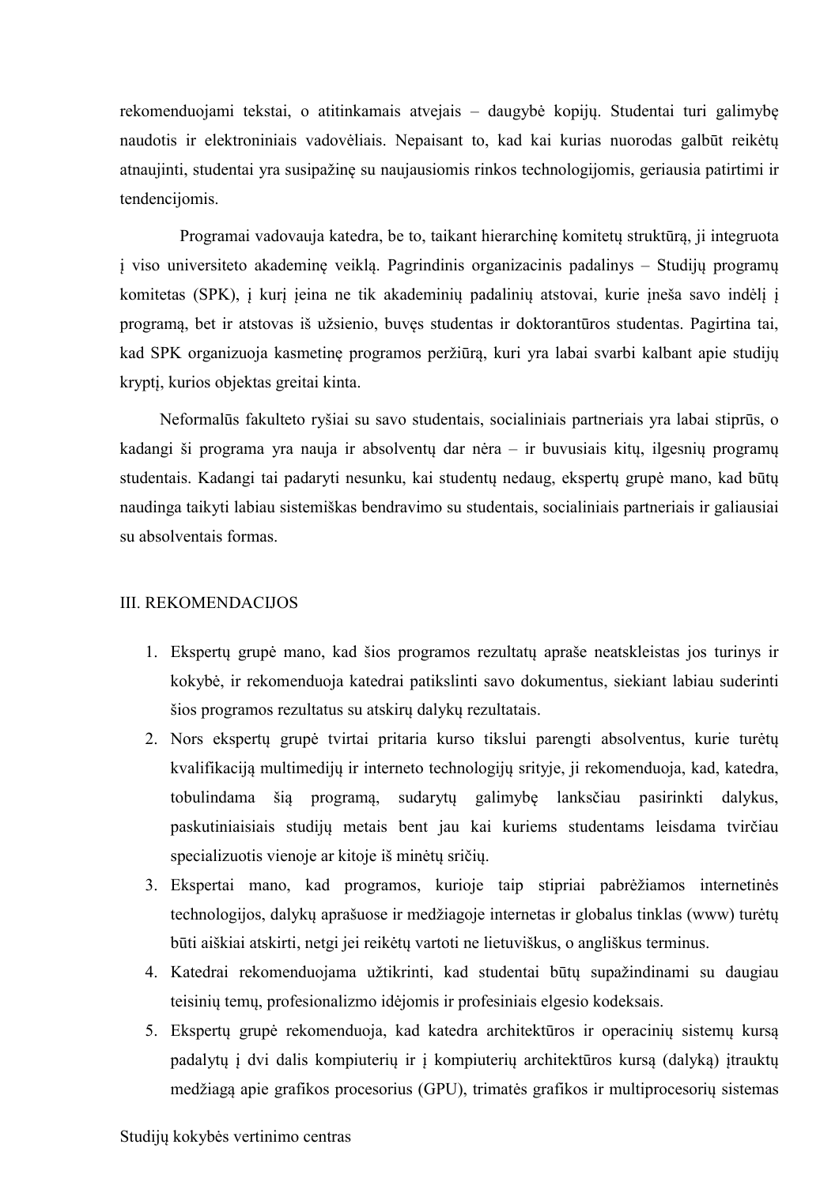rekomenduojami tekstai, o atitinkamais atvejais – daugybė kopijų. Studentai turi galimybę naudotis ir elektroniniais vadovėliais. Nepaisant to, kad kai kurias nuorodas galbūt reikėtų atnaujinti, studentai yra susipažinę su naujausiomis rinkos technologijomis, geriausia patirtimi ir tendencijomis.

Programai vadovauja katedra, be to, taikant hierarchinę komitetų struktūrą, ji integruota į viso universiteto akademinę veiklą. Pagrindinis organizacinis padalinys – Studijų programų komitetas (SPK), į kurį įeina ne tik akademinių padalinių atstovai, kurie įneša savo indėlį į programą, bet ir atstovas iš užsienio, buvęs studentas ir doktorantūros studentas. Pagirtina tai, kad SPK organizuoja kasmetinę programos peržiūrą, kuri yra labai svarbi kalbant apie studijų kryptį, kurios objektas greitai kinta.

Neformalūs fakulteto ryšiai su savo studentais, socialiniais partneriais yra labai stiprūs, o kadangi ši programa yra nauja ir absolventų dar nėra – ir buvusiais kitų, ilgesnių programų studentais. Kadangi tai padaryti nesunku, kai studentų nedaug, ekspertų grupė mano, kad būtų naudinga taikyti labiau sistemiškas bendravimo su studentais, socialiniais partneriais ir galiausiai su absolventais formas.

## III. REKOMENDACIJOS

1. Ekspertų grupė mano, kad šios programos rezultatų apraše neatskleistas jos turinys ir kokybė, ir rekomenduoja katedrai patikslinti savo dokumentus, siekiant labiau suderinti šios programos rezultatus su atskirų dalykų rezultatais.
2. Nors ekspertų grupė tvirtai pritaria kurso tikslui parengti absolventus, kurie turėtų kvalifikaciją multimedijų ir interneto technologijų srityje, ji rekomenduoja, kad, katedra, tobulindama šią programą, sudarytų galimybę lanksčiau pasirinkti dalykus, paskutiniaisiais studijų metais bent jau kai kuriems studentams leisdama tvirčiau specializuotis vienoje ar kitoje iš minėtų sričių.
3. Ekspertai mano, kad programos, kurioje taip stipriai pabrėžiamos internetinės technologijos, dalykų aprašuose ir medžiagoje internetas ir globalus tinklas (www) turėtų būti aiškiai atskirti, netgi jei reikėtų vartoti ne lietuviškus, o angliškus terminus.
4. Katedrai rekomenduojama užtikrinti, kad studentai būtų supažindinami su daugiau teisinių temų, profesionalizmo idėjomis ir profesiniais elgesio kodeksais.
5. Ekspertų grupė rekomenduoja, kad katedra architektūros ir operacinių sistemų kursą padalytų į dvi dalis kompiuterių ir į kompiuterių architektūros kursą (dalyką) įtrauktų medžiagą apie grafikos procesorius (GPU), trimatės grafikos ir multiprocesorių sistemas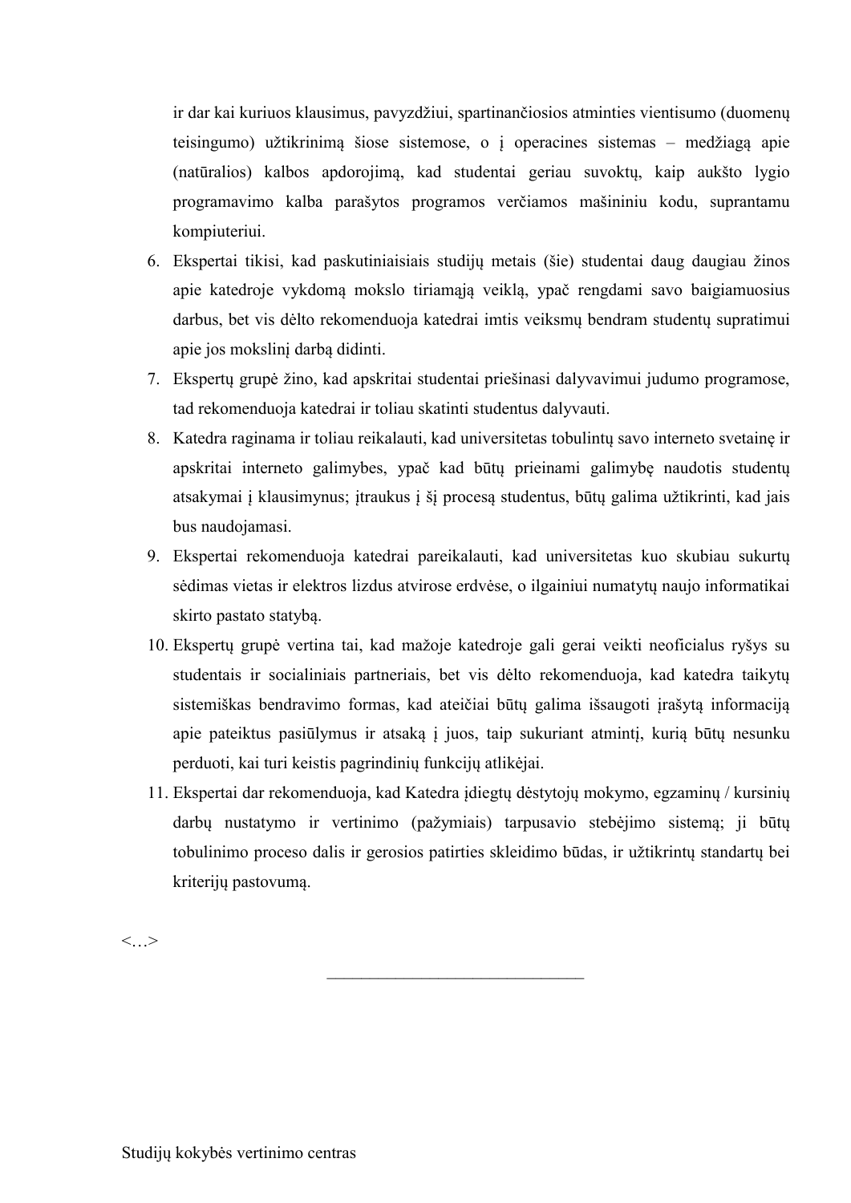ir dar kai kuriuos klausimus, pavyzdžiui, spartinančiosios atminties vientisumo (duomenų teisingumo) užtikrinimą šiose sistemose, o į operacines sistemas – medžiagą apie (natūralios) kalbos apdorojimą, kad studentai geriau suvoktų, kaip aukšto lygio programavimo kalba parašytos programos verčiamos mašininiu kodu, suprantamu kompiuteriui.

6. Ekspertai tikisi, kad paskutiniaisiais studijų metais (šie) studentai daug daugiau žinos apie katedroje vykdomą mokslo tiriamąją veiklą, ypač rengdami savo baigiamuosius darbus, bet vis dėlto rekomenduoja katedrai imtis veiksmų bendram studentų supratimui apie jos mokslinį darbą didinti.
7. Ekspertų grupė žino, kad apskritai studentai priešinasi dalyvavimui judumo programose, tad rekomenduoja katedrai ir toliau skatinti studentus dalyvauti.
8. Katedra raginama ir toliau reikalauti, kad universitetas tobulintų savo interneto svetainę ir apskritai interneto galimybes, ypač kad būtų prieinami galimybę naudotis studentų atsakymai į klausimynus; įtraukus į šį procesą studentus, būtų galima užtikrinti, kad jais bus naudojamasi.
9. Ekspertai rekomenduoja katedrai pareikalauti, kad universitetas kuo skubiau sukurtų sėdimas vietas ir elektros lizdus atvirose erdvėse, o ilgainiui numatytų naujo informatikai skirto pastato statybą.
10. Ekspertų grupė vertina tai, kad mažoje katedroje gali gerai veikti neoficialus ryšys su studentais ir socialiniais partneriais, bet vis dėlto rekomenduoja, kad katedra taikytų sistemiškas bendravimo formas, kad ateičiai būtų galima išsaugoti įrašytą informaciją apie pateiktus pasiūlymus ir atsaką į juos, taip sukuriant atmintį, kurią būtų nesunku perduoti, kai turi keistis pagrindinių funkcijų atlikėjai.
11. Ekspertai dar rekomenduoja, kad Katedra įdiegtų dėstytojų mokymo, egzaminų / kursinių darbų nustatymo ir vertinimo (pažymiais) tarpusavio stebėjimo sistemą; ji būtų tobulinimo proceso dalis ir gerosios patirties skleidimo būdas, ir užtikrintų standartų bei kriterijų pastovumą.

<…>

______________________________